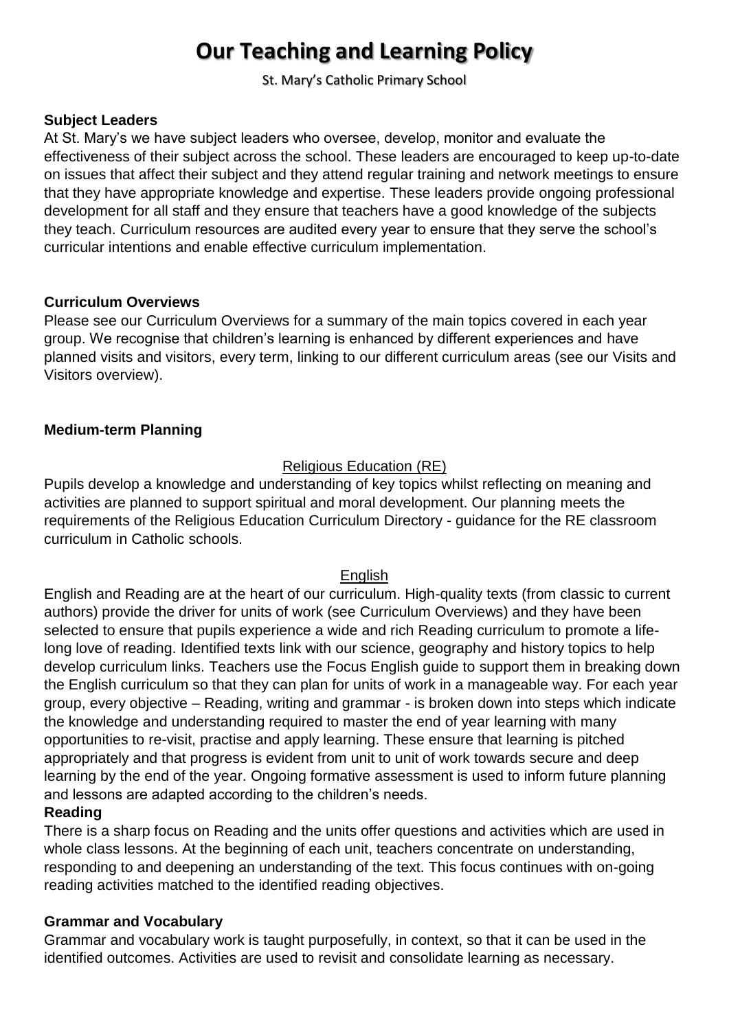# Our Teaching and Learning Policy

St. Mary's Catholic Primary School

**Subject Leaders**

At St. Mary's we have subject leaders who oversee, develop, monitor and evaluate the effectiveness of their subject across the school. These leaders are encouraged to keep up-to-date on issues that affect their subject and they attend regular training and network meetings to ensure that they have appropriate knowledge and expertise. These leaders provide ongoing professional development for all staff and they ensure that teachers have a good knowledge of the subjects they teach. Curriculum resources are audited every year to ensure that they serve the school's curricular intentions and enable effective curriculum implementation.

**Curriculum Overviews**

Please see our Curriculum Overviews for a summary of the main topics covered in each year group. We recognise that children's learning is enhanced by different experiences and have planned visits and visitors, every term, linking to our different curriculum areas (see our Visits and Visitors overview).

**Medium-term Planning**

<u>Religious Education (RE)</u>

Pupils develop a knowledge and understanding of key topics whilst reflecting on meaning and activities are planned to support spiritual and moral development. Our planning meets the requirements of the Religious Education Curriculum Directory - guidance for the RE classroom curriculum in Catholic schools.

<u>English</u>

English and Reading are at the heart of our curriculum. High-quality texts (from classic to current authors) provide the driver for units of work (see Curriculum Overviews) and they have been selected to ensure that pupils experience a wide and rich Reading curriculum to promote a life-long love of reading. Identified texts link with our science, geography and history topics to help develop curriculum links. Teachers use the Focus English guide to support them in breaking down the English curriculum so that they can plan for units of work in a manageable way. For each year group, every objective – Reading, writing and grammar - is broken down into steps which indicate the knowledge and understanding required to master the end of year learning with many opportunities to re-visit, practise and apply learning. These ensure that learning is pitched appropriately and that progress is evident from unit to unit of work towards secure and deep learning by the end of the year. Ongoing formative assessment is used to inform future planning and lessons are adapted according to the children's needs.

**Reading**

There is a sharp focus on Reading and the units offer questions and activities which are used in whole class lessons. At the beginning of each unit, teachers concentrate on understanding, responding to and deepening an understanding of the text. This focus continues with on-going reading activities matched to the identified reading objectives.

**Grammar and Vocabulary**

Grammar and vocabulary work is taught purposefully, in context, so that it can be used in the identified outcomes. Activities are used to revisit and consolidate learning as necessary.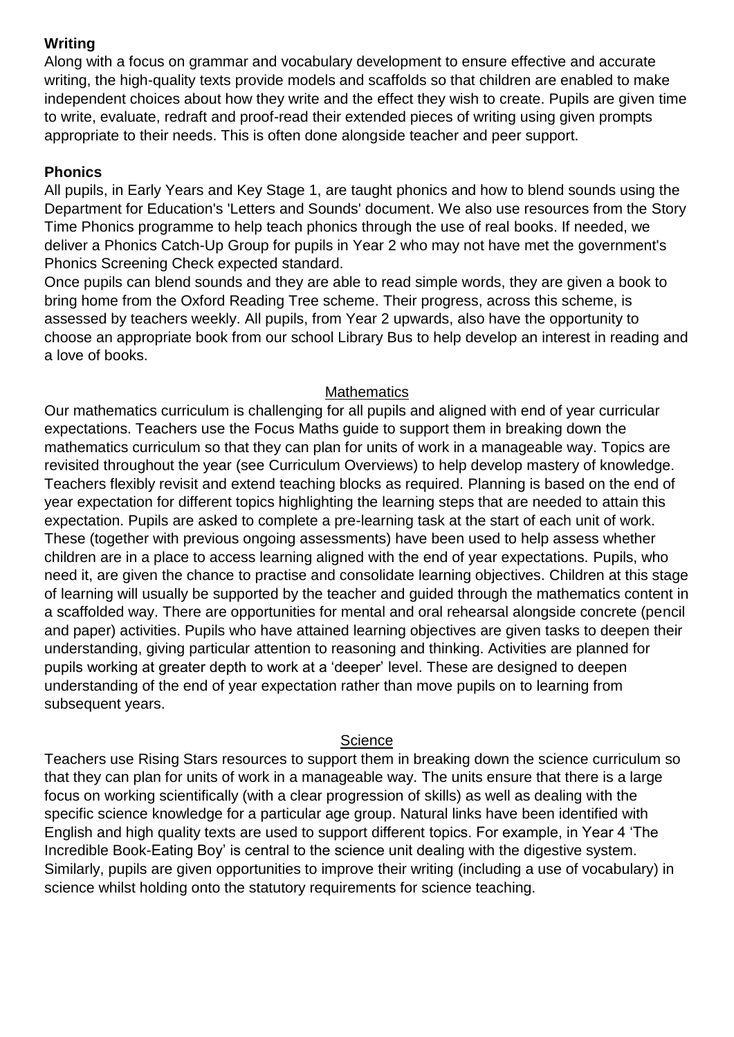**Writing**

Along with a focus on grammar and vocabulary development to ensure effective and accurate writing, the high-quality texts provide models and scaffolds so that children are enabled to make independent choices about how they write and the effect they wish to create. Pupils are given time to write, evaluate, redraft and proof-read their extended pieces of writing using given prompts appropriate to their needs. This is often done alongside teacher and peer support.

**Phonics**

All pupils, in Early Years and Key Stage 1, are taught phonics and how to blend sounds using the Department for Education's 'Letters and Sounds' document. We also use resources from the Story Time Phonics programme to help teach phonics through the use of real books. If needed, we deliver a Phonics Catch-Up Group for pupils in Year 2 who may not have met the government's Phonics Screening Check expected standard.

Once pupils can blend sounds and they are able to read simple words, they are given a book to bring home from the Oxford Reading Tree scheme. Their progress, across this scheme, is assessed by teachers weekly. All pupils, from Year 2 upwards, also have the opportunity to choose an appropriate book from our school Library Bus to help develop an interest in reading and a love of books.

## Mathematics

Our mathematics curriculum is challenging for all pupils and aligned with end of year curricular expectations. Teachers use the Focus Maths guide to support them in breaking down the mathematics curriculum so that they can plan for units of work in a manageable way. Topics are revisited throughout the year (see Curriculum Overviews) to help develop mastery of knowledge. Teachers flexibly revisit and extend teaching blocks as required. Planning is based on the end of year expectation for different topics highlighting the learning steps that are needed to attain this expectation. Pupils are asked to complete a pre-learning task at the start of each unit of work. These (together with previous ongoing assessments) have been used to help assess whether children are in a place to access learning aligned with the end of year expectations. Pupils, who need it, are given the chance to practise and consolidate learning objectives. Children at this stage of learning will usually be supported by the teacher and guided through the mathematics content in a scaffolded way. There are opportunities for mental and oral rehearsal alongside concrete (pencil and paper) activities. Pupils who have attained learning objectives are given tasks to deepen their understanding, giving particular attention to reasoning and thinking. Activities are planned for pupils working at greater depth to work at a 'deeper' level. These are designed to deepen understanding of the end of year expectation rather than move pupils on to learning from subsequent years.

## Science

Teachers use Rising Stars resources to support them in breaking down the science curriculum so that they can plan for units of work in a manageable way. The units ensure that there is a large focus on working scientifically (with a clear progression of skills) as well as dealing with the specific science knowledge for a particular age group. Natural links have been identified with English and high quality texts are used to support different topics. For example, in Year 4 'The Incredible Book-Eating Boy' is central to the science unit dealing with the digestive system. Similarly, pupils are given opportunities to improve their writing (including a use of vocabulary) in science whilst holding onto the statutory requirements for science teaching.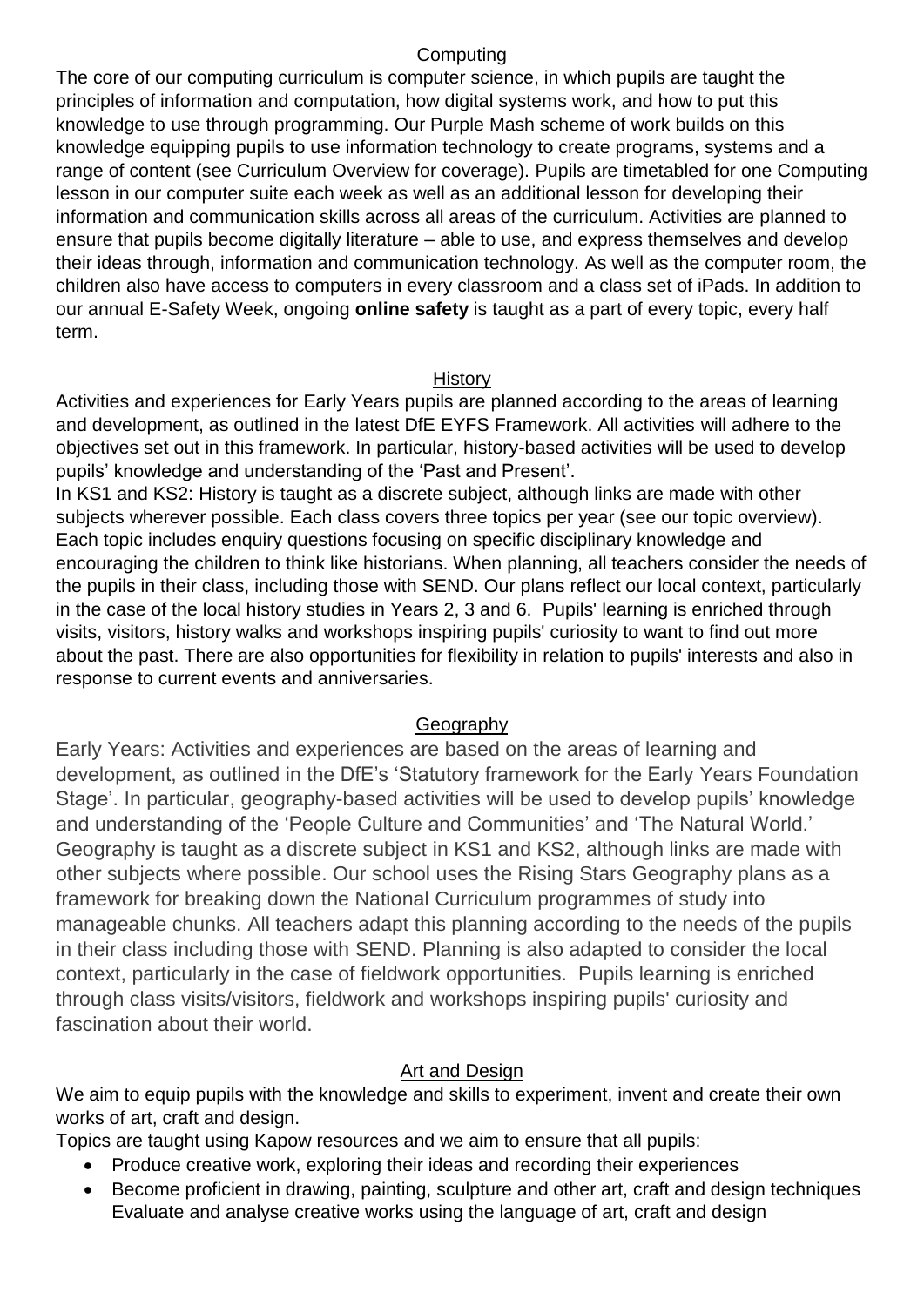## Computing

The core of our computing curriculum is computer science, in which pupils are taught the principles of information and computation, how digital systems work, and how to put this knowledge to use through programming. Our Purple Mash scheme of work builds on this knowledge equipping pupils to use information technology to create programs, systems and a range of content (see Curriculum Overview for coverage). Pupils are timetabled for one Computing lesson in our computer suite each week as well as an additional lesson for developing their information and communication skills across all areas of the curriculum. Activities are planned to ensure that pupils become digitally literature – able to use, and express themselves and develop their ideas through, information and communication technology. As well as the computer room, the children also have access to computers in every classroom and a class set of iPads. In addition to our annual E-Safety Week, ongoing **online safety** is taught as a part of every topic, every half term.

## History

Activities and experiences for Early Years pupils are planned according to the areas of learning and development, as outlined in the latest DfE EYFS Framework. All activities will adhere to the objectives set out in this framework. In particular, history-based activities will be used to develop pupils' knowledge and understanding of the 'Past and Present'.

In KS1 and KS2: History is taught as a discrete subject, although links are made with other subjects wherever possible. Each class covers three topics per year (see our topic overview). Each topic includes enquiry questions focusing on specific disciplinary knowledge and encouraging the children to think like historians. When planning, all teachers consider the needs of the pupils in their class, including those with SEND. Our plans reflect our local context, particularly in the case of the local history studies in Years 2, 3 and 6. Pupils' learning is enriched through visits, visitors, history walks and workshops inspiring pupils' curiosity to want to find out more about the past. There are also opportunities for flexibility in relation to pupils' interests and also in response to current events and anniversaries.

## Geography

Early Years: Activities and experiences are based on the areas of learning and development, as outlined in the DfE's 'Statutory framework for the Early Years Foundation Stage'. In particular, geography-based activities will be used to develop pupils' knowledge and understanding of the 'People Culture and Communities' and 'The Natural World.' Geography is taught as a discrete subject in KS1 and KS2, although links are made with other subjects where possible. Our school uses the Rising Stars Geography plans as a framework for breaking down the National Curriculum programmes of study into manageable chunks. All teachers adapt this planning according to the needs of the pupils in their class including those with SEND. Planning is also adapted to consider the local context, particularly in the case of fieldwork opportunities. Pupils learning is enriched through class visits/visitors, fieldwork and workshops inspiring pupils' curiosity and fascination about their world.

## Art and Design

We aim to equip pupils with the knowledge and skills to experiment, invent and create their own works of art, craft and design.

Topics are taught using Kapow resources and we aim to ensure that all pupils:

- Produce creative work, exploring their ideas and recording their experiences
- Become proficient in drawing, painting, sculpture and other art, craft and design techniques Evaluate and analyse creative works using the language of art, craft and design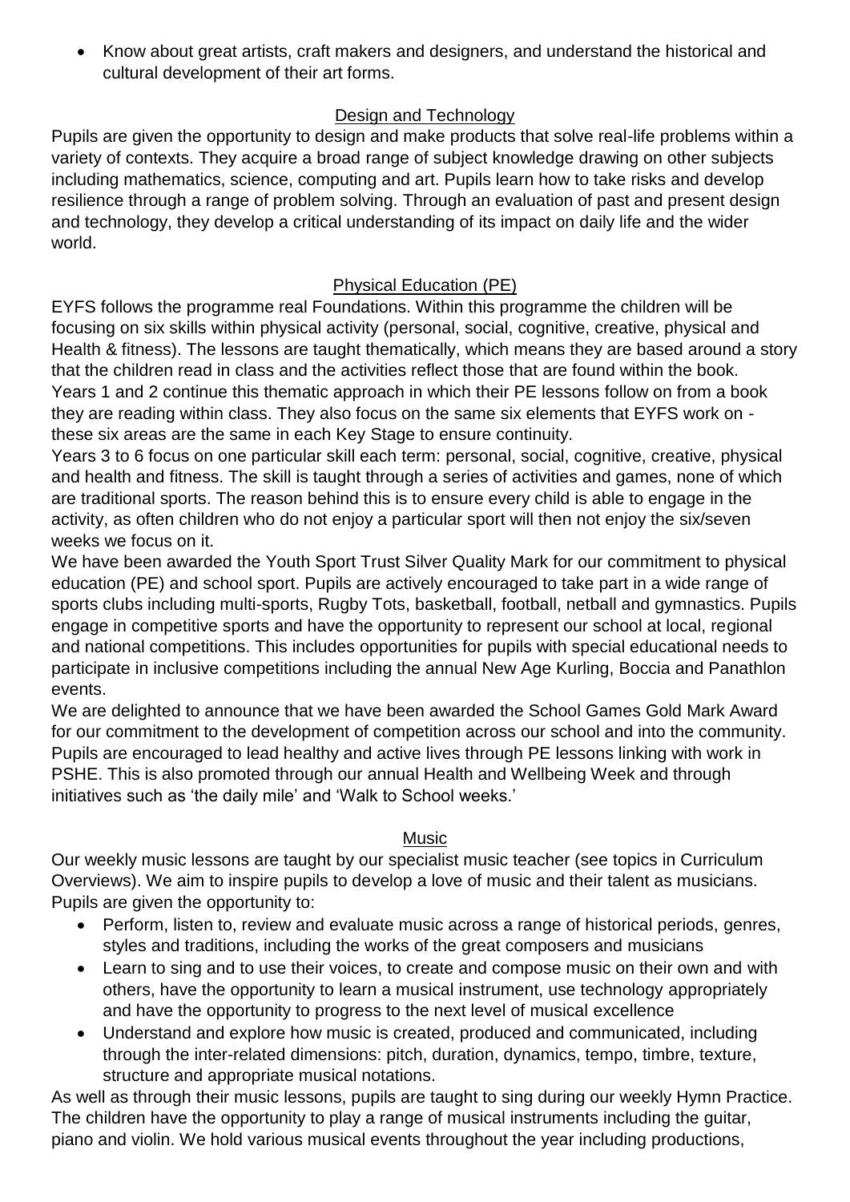- Know about great artists, craft makers and designers, and understand the historical and cultural development of their art forms.

## Design and Technology

Pupils are given the opportunity to design and make products that solve real-life problems within a variety of contexts. They acquire a broad range of subject knowledge drawing on other subjects including mathematics, science, computing and art. Pupils learn how to take risks and develop resilience through a range of problem solving. Through an evaluation of past and present design and technology, they develop a critical understanding of its impact on daily life and the wider world.

## Physical Education (PE)

EYFS follows the programme real Foundations. Within this programme the children will be focusing on six skills within physical activity (personal, social, cognitive, creative, physical and Health & fitness). The lessons are taught thematically, which means they are based around a story that the children read in class and the activities reflect those that are found within the book. Years 1 and 2 continue this thematic approach in which their PE lessons follow on from a book they are reading within class. They also focus on the same six elements that EYFS work on - these six areas are the same in each Key Stage to ensure continuity.

Years 3 to 6 focus on one particular skill each term: personal, social, cognitive, creative, physical and health and fitness. The skill is taught through a series of activities and games, none of which are traditional sports. The reason behind this is to ensure every child is able to engage in the activity, as often children who do not enjoy a particular sport will then not enjoy the six/seven weeks we focus on it.

We have been awarded the Youth Sport Trust Silver Quality Mark for our commitment to physical education (PE) and school sport. Pupils are actively encouraged to take part in a wide range of sports clubs including multi-sports, Rugby Tots, basketball, football, netball and gymnastics. Pupils engage in competitive sports and have the opportunity to represent our school at local, regional and national competitions. This includes opportunities for pupils with special educational needs to participate in inclusive competitions including the annual New Age Kurling, Boccia and Panathlon events.

We are delighted to announce that we have been awarded the School Games Gold Mark Award for our commitment to the development of competition across our school and into the community. Pupils are encouraged to lead healthy and active lives through PE lessons linking with work in PSHE. This is also promoted through our annual Health and Wellbeing Week and through initiatives such as 'the daily mile' and 'Walk to School weeks.'

## Music

Our weekly music lessons are taught by our specialist music teacher (see topics in Curriculum Overviews). We aim to inspire pupils to develop a love of music and their talent as musicians. Pupils are given the opportunity to:

- Perform, listen to, review and evaluate music across a range of historical periods, genres, styles and traditions, including the works of the great composers and musicians
- Learn to sing and to use their voices, to create and compose music on their own and with others, have the opportunity to learn a musical instrument, use technology appropriately and have the opportunity to progress to the next level of musical excellence
- Understand and explore how music is created, produced and communicated, including through the inter-related dimensions: pitch, duration, dynamics, tempo, timbre, texture, structure and appropriate musical notations.

As well as through their music lessons, pupils are taught to sing during our weekly Hymn Practice. The children have the opportunity to play a range of musical instruments including the guitar, piano and violin. We hold various musical events throughout the year including productions,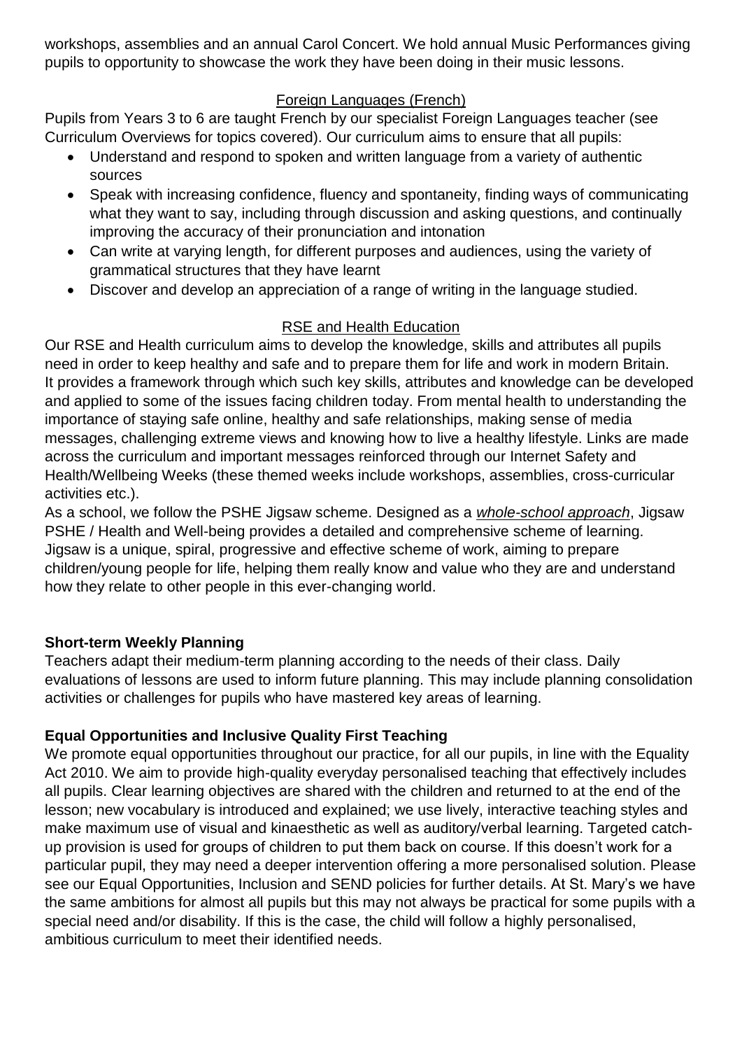workshops, assemblies and an annual Carol Concert. We hold annual Music Performances giving pupils to opportunity to showcase the work they have been doing in their music lessons.

### Foreign Languages (French)

Pupils from Years 3 to 6 are taught French by our specialist Foreign Languages teacher (see Curriculum Overviews for topics covered). Our curriculum aims to ensure that all pupils:

- Understand and respond to spoken and written language from a variety of authentic sources
- Speak with increasing confidence, fluency and spontaneity, finding ways of communicating what they want to say, including through discussion and asking questions, and continually improving the accuracy of their pronunciation and intonation
- Can write at varying length, for different purposes and audiences, using the variety of grammatical structures that they have learnt
- Discover and develop an appreciation of a range of writing in the language studied.

### RSE and Health Education

Our RSE and Health curriculum aims to develop the knowledge, skills and attributes all pupils need in order to keep healthy and safe and to prepare them for life and work in modern Britain. It provides a framework through which such key skills, attributes and knowledge can be developed and applied to some of the issues facing children today. From mental health to understanding the importance of staying safe online, healthy and safe relationships, making sense of media messages, challenging extreme views and knowing how to live a healthy lifestyle. Links are made across the curriculum and important messages reinforced through our Internet Safety and Health/Wellbeing Weeks (these themed weeks include workshops, assemblies, cross-curricular activities etc.).

As a school, we follow the PSHE Jigsaw scheme. Designed as a *whole-school approach*, Jigsaw PSHE / Health and Well-being provides a detailed and comprehensive scheme of learning. Jigsaw is a unique, spiral, progressive and effective scheme of work, aiming to prepare children/young people for life, helping them really know and value who they are and understand how they relate to other people in this ever-changing world.

## Short-term Weekly Planning

Teachers adapt their medium-term planning according to the needs of their class. Daily evaluations of lessons are used to inform future planning. This may include planning consolidation activities or challenges for pupils who have mastered key areas of learning.

## Equal Opportunities and Inclusive Quality First Teaching

We promote equal opportunities throughout our practice, for all our pupils, in line with the Equality Act 2010. We aim to provide high-quality everyday personalised teaching that effectively includes all pupils. Clear learning objectives are shared with the children and returned to at the end of the lesson; new vocabulary is introduced and explained; we use lively, interactive teaching styles and make maximum use of visual and kinaesthetic as well as auditory/verbal learning. Targeted catch-up provision is used for groups of children to put them back on course. If this doesn't work for a particular pupil, they may need a deeper intervention offering a more personalised solution. Please see our Equal Opportunities, Inclusion and SEND policies for further details. At St. Mary's we have the same ambitions for almost all pupils but this may not always be practical for some pupils with a special need and/or disability. If this is the case, the child will follow a highly personalised, ambitious curriculum to meet their identified needs.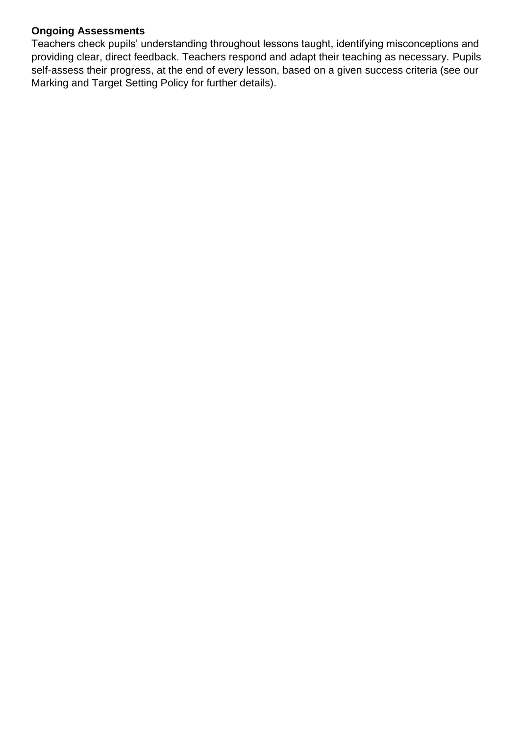**Ongoing Assessments**

Teachers check pupils' understanding throughout lessons taught, identifying misconceptions and providing clear, direct feedback. Teachers respond and adapt their teaching as necessary. Pupils self-assess their progress, at the end of every lesson, based on a given success criteria (see our Marking and Target Setting Policy for further details).